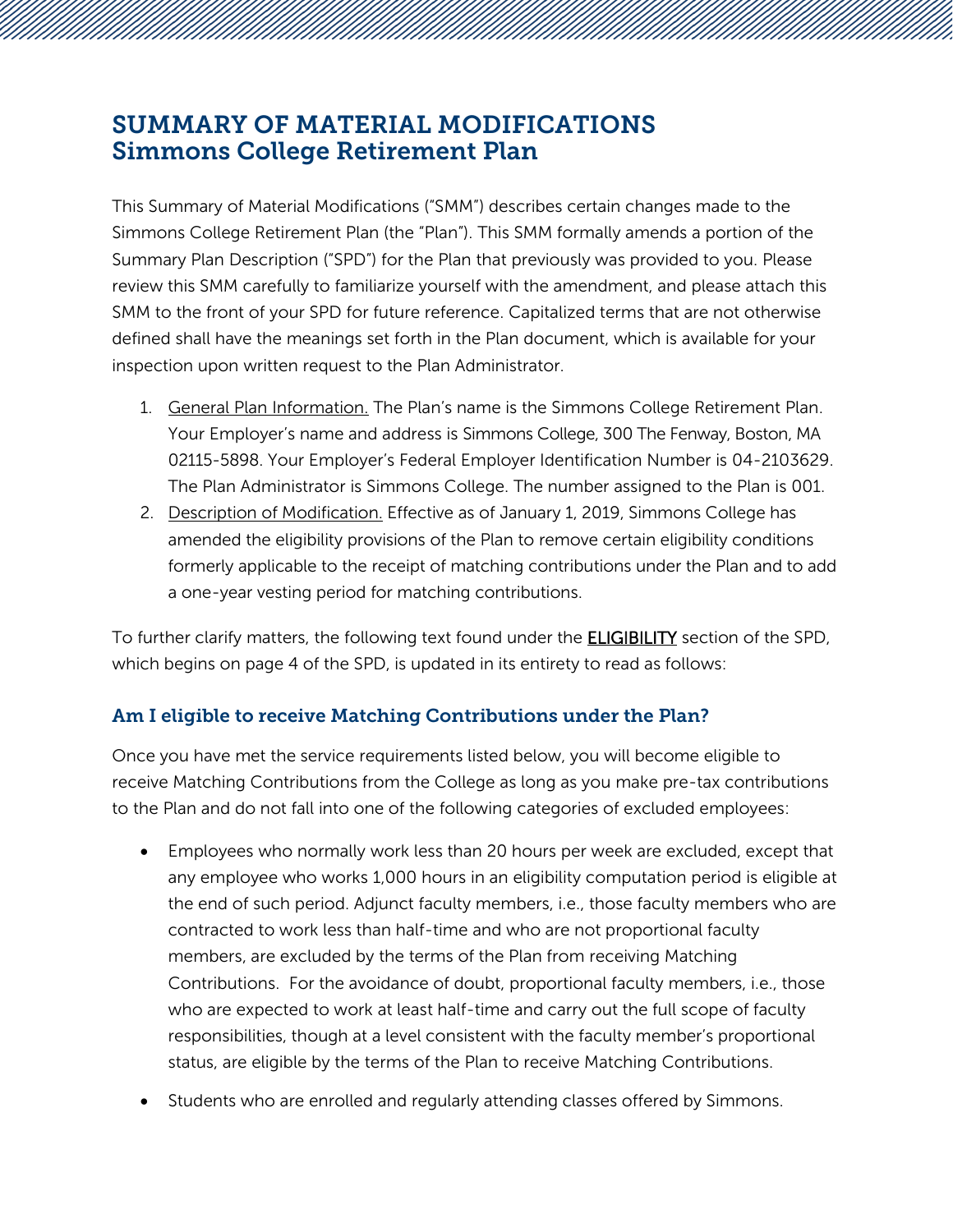# SUMMARY OF MATERIAL MODIFICATIONS
# Simmons College Retirement Plan

This Summary of Material Modifications ("SMM") describes certain changes made to the Simmons College Retirement Plan (the "Plan"). This SMM formally amends a portion of the Summary Plan Description ("SPD") for the Plan that previously was provided to you. Please review this SMM carefully to familiarize yourself with the amendment, and please attach this SMM to the front of your SPD for future reference. Capitalized terms that are not otherwise defined shall have the meanings set forth in the Plan document, which is available for your inspection upon written request to the Plan Administrator.

1. General Plan Information. The Plan's name is the Simmons College Retirement Plan. Your Employer's name and address is Simmons College, 300 The Fenway, Boston, MA 02115-5898. Your Employer's Federal Employer Identification Number is 04-2103629. The Plan Administrator is Simmons College. The number assigned to the Plan is 001.
2. Description of Modification. Effective as of January 1, 2019, Simmons College has amended the eligibility provisions of the Plan to remove certain eligibility conditions formerly applicable to the receipt of matching contributions under the Plan and to add a one-year vesting period for matching contributions.

To further clarify matters, the following text found under the **ELIGIBILITY** section of the SPD, which begins on page 4 of the SPD, is updated in its entirety to read as follows:

### Am I eligible to receive Matching Contributions under the Plan?

Once you have met the service requirements listed below, you will become eligible to receive Matching Contributions from the College as long as you make pre-tax contributions to the Plan and do not fall into one of the following categories of excluded employees:

- Employees who normally work less than 20 hours per week are excluded, except that any employee who works 1,000 hours in an eligibility computation period is eligible at the end of such period. Adjunct faculty members, i.e., those faculty members who are contracted to work less than half-time and who are not proportional faculty members, are excluded by the terms of the Plan from receiving Matching Contributions. For the avoidance of doubt, proportional faculty members, i.e., those who are expected to work at least half-time and carry out the full scope of faculty responsibilities, though at a level consistent with the faculty member's proportional status, are eligible by the terms of the Plan to receive Matching Contributions.
- Students who are enrolled and regularly attending classes offered by Simmons.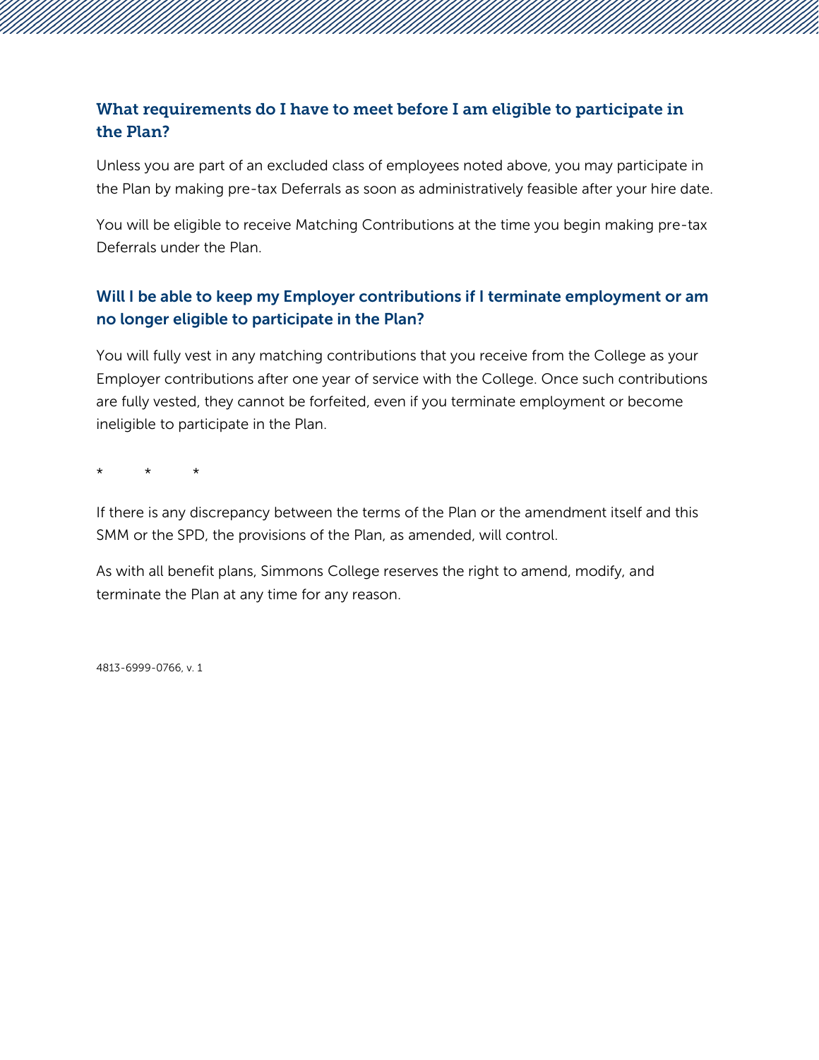### What requirements do I have to meet before I am eligible to participate in the Plan?

Unless you are part of an excluded class of employees noted above, you may participate in the Plan by making pre-tax Deferrals as soon as administratively feasible after your hire date.

You will be eligible to receive Matching Contributions at the time you begin making pre-tax Deferrals under the Plan.

### Will I be able to keep my Employer contributions if I terminate employment or am no longer eligible to participate in the Plan?

You will fully vest in any matching contributions that you receive from the College as your Employer contributions after one year of service with the College. Once such contributions are fully vested, they cannot be forfeited, even if you terminate employment or become ineligible to participate in the Plan.

\*       \*       \*

If there is any discrepancy between the terms of the Plan or the amendment itself and this SMM or the SPD, the provisions of the Plan, as amended, will control.

As with all benefit plans, Simmons College reserves the right to amend, modify, and terminate the Plan at any time for any reason.

4813-6999-0766, v. 1